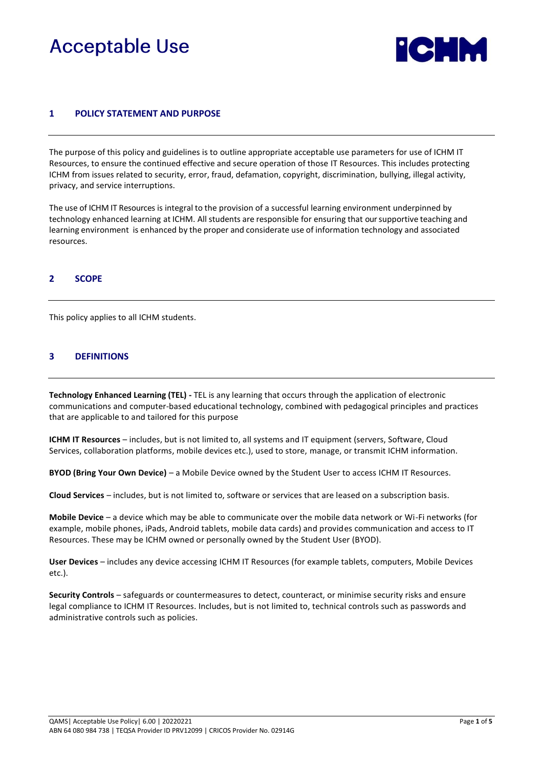# Acceptable Use

## 1 POLICY STATEMENT AND PURPOSE

The purpose of this policy and guidelines is to outline appropriate acceptable use parameters for use of ICHM IT Resources, to ensure the continued effective and secure operation of those IT Resources. This includes protecting ICHM from issues related to security, error, fraud, defamation, copyright, discrimination, bullying, illegal activity, privacy, and service interruptions.

The use of ICHM IT Resources is integral to the provision of a successful learning environment underpinned by technology enhanced learning at ICHM. All students are responsible for ensuring that our supportive teaching and learning environment is enhanced by the proper and considerate use of information technology and associated resources.

## 2 SCOPE

This policy applies to all ICHM students.

## 3 DEFINITIONS

**Technology Enhanced Learning (TEL) -** TEL is any learning that occurs through the application of electronic communications and computer-based educational technology, combined with pedagogical principles and practices that are applicable to and tailored for this purpose

**ICHM IT Resources** – includes, but is not limited to, all systems and IT equipment (servers, Software, Cloud Services, collaboration platforms, mobile devices etc.), used to store, manage, or transmit ICHM information.

**BYOD (Bring Your Own Device)** – a Mobile Device owned by the Student User to access ICHM IT Resources.

**Cloud Services** – includes, but is not limited to, software or services that are leased on a subscription basis.

**Mobile Device** – a device which may be able to communicate over the mobile data network or Wi-Fi networks (for example, mobile phones, iPads, Android tablets, mobile data cards) and provides communication and access to IT Resources. These may be ICHM owned or personally owned by the Student User (BYOD).

**User Devices** – includes any device accessing ICHM IT Resources (for example tablets, computers, Mobile Devices etc.).

**Security Controls** – safeguards or countermeasures to detect, counteract, or minimise security risks and ensure legal compliance to ICHM IT Resources. Includes, but is not limited to, technical controls such as passwords and administrative controls such as policies.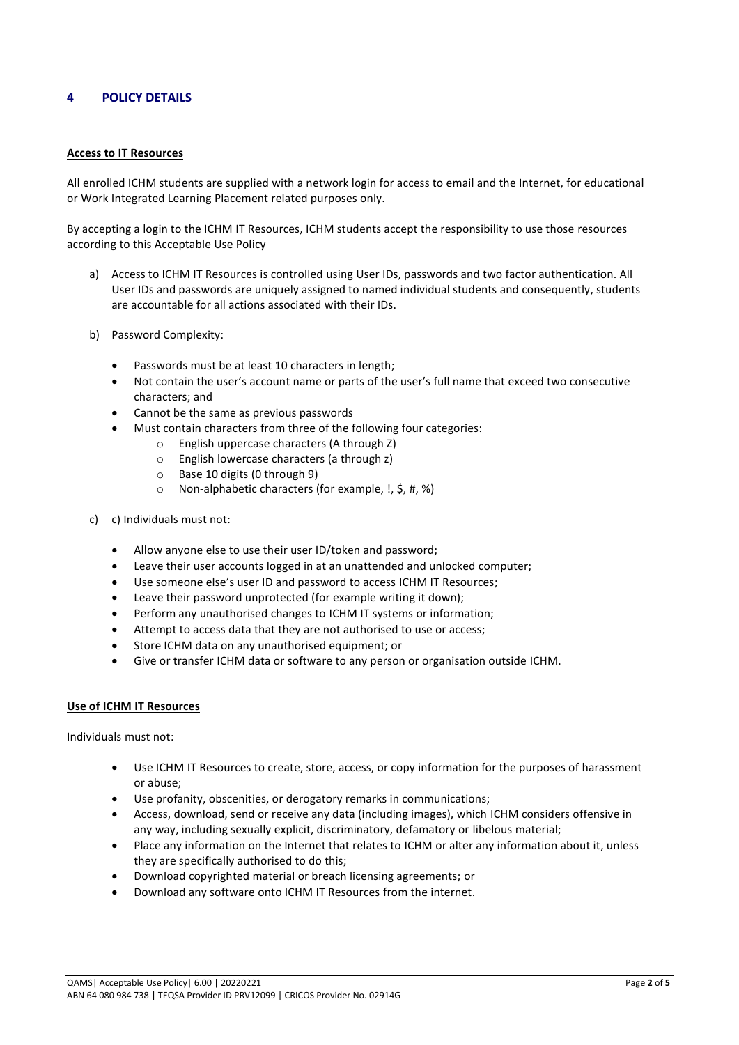## 4 POLICY DETAILS

**Access to IT Resources**

All enrolled ICHM students are supplied with a network login for access to email and the Internet, for educational or Work Integrated Learning Placement related purposes only.

By accepting a login to the ICHM IT Resources, ICHM students accept the responsibility to use those resources according to this Acceptable Use Policy

a) Access to ICHM IT Resources is controlled using User IDs, passwords and two factor authentication. All User IDs and passwords are uniquely assigned to named individual students and consequently, students are accountable for all actions associated with their IDs.

b) Password Complexity:

- Passwords must be at least 10 characters in length;
- Not contain the user's account name or parts of the user's full name that exceed two consecutive characters; and
- Cannot be the same as previous passwords
- Must contain characters from three of the following four categories:
  - English uppercase characters (A through Z)
  - English lowercase characters (a through z)
  - Base 10 digits (0 through 9)
  - Non-alphabetic characters (for example, !, $, #, %)

c) c) Individuals must not:

- Allow anyone else to use their user ID/token and password;
- Leave their user accounts logged in at an unattended and unlocked computer;
- Use someone else's user ID and password to access ICHM IT Resources;
- Leave their password unprotected (for example writing it down);
- Perform any unauthorised changes to ICHM IT systems or information;
- Attempt to access data that they are not authorised to use or access;
- Store ICHM data on any unauthorised equipment; or
- Give or transfer ICHM data or software to any person or organisation outside ICHM.

**Use of ICHM IT Resources**

Individuals must not:

- Use ICHM IT Resources to create, store, access, or copy information for the purposes of harassment or abuse;
- Use profanity, obscenities, or derogatory remarks in communications;
- Access, download, send or receive any data (including images), which ICHM considers offensive in any way, including sexually explicit, discriminatory, defamatory or libelous material;
- Place any information on the Internet that relates to ICHM or alter any information about it, unless they are specifically authorised to do this;
- Download copyrighted material or breach licensing agreements; or
- Download any software onto ICHM IT Resources from the internet.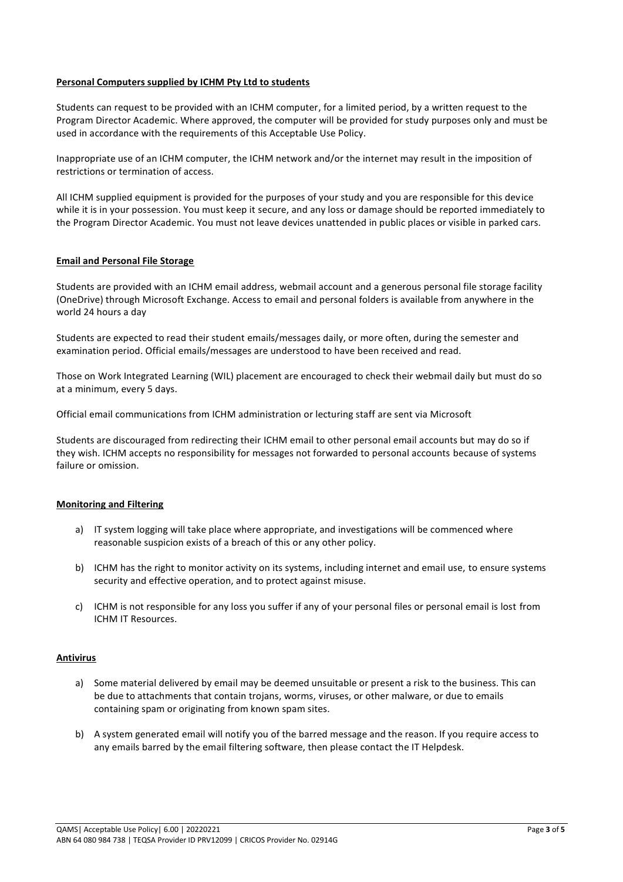**Personal Computers supplied by ICHM Pty Ltd to students**

Students can request to be provided with an ICHM computer, for a limited period, by a written request to the Program Director Academic. Where approved, the computer will be provided for study purposes only and must be used in accordance with the requirements of this Acceptable Use Policy.

Inappropriate use of an ICHM computer, the ICHM network and/or the internet may result in the imposition of restrictions or termination of access.

All ICHM supplied equipment is provided for the purposes of your study and you are responsible for this device while it is in your possession. You must keep it secure, and any loss or damage should be reported immediately to the Program Director Academic. You must not leave devices unattended in public places or visible in parked cars.

**Email and Personal File Storage**

Students are provided with an ICHM email address, webmail account and a generous personal file storage facility (OneDrive) through Microsoft Exchange. Access to email and personal folders is available from anywhere in the world 24 hours a day

Students are expected to read their student emails/messages daily, or more often, during the semester and examination period. Official emails/messages are understood to have been received and read.

Those on Work Integrated Learning (WIL) placement are encouraged to check their webmail daily but must do so at a minimum, every 5 days.

Official email communications from ICHM administration or lecturing staff are sent via Microsoft

Students are discouraged from redirecting their ICHM email to other personal email accounts but may do so if they wish. ICHM accepts no responsibility for messages not forwarded to personal accounts because of systems failure or omission.

**Monitoring and Filtering**

a) IT system logging will take place where appropriate, and investigations will be commenced where reasonable suspicion exists of a breach of this or any other policy.

b) ICHM has the right to monitor activity on its systems, including internet and email use, to ensure systems security and effective operation, and to protect against misuse.

c) ICHM is not responsible for any loss you suffer if any of your personal files or personal email is lost from ICHM IT Resources.

**Antivirus**

a) Some material delivered by email may be deemed unsuitable or present a risk to the business. This can be due to attachments that contain trojans, worms, viruses, or other malware, or due to emails containing spam or originating from known spam sites.

b) A system generated email will notify you of the barred message and the reason. If you require access to any emails barred by the email filtering software, then please contact the IT Helpdesk.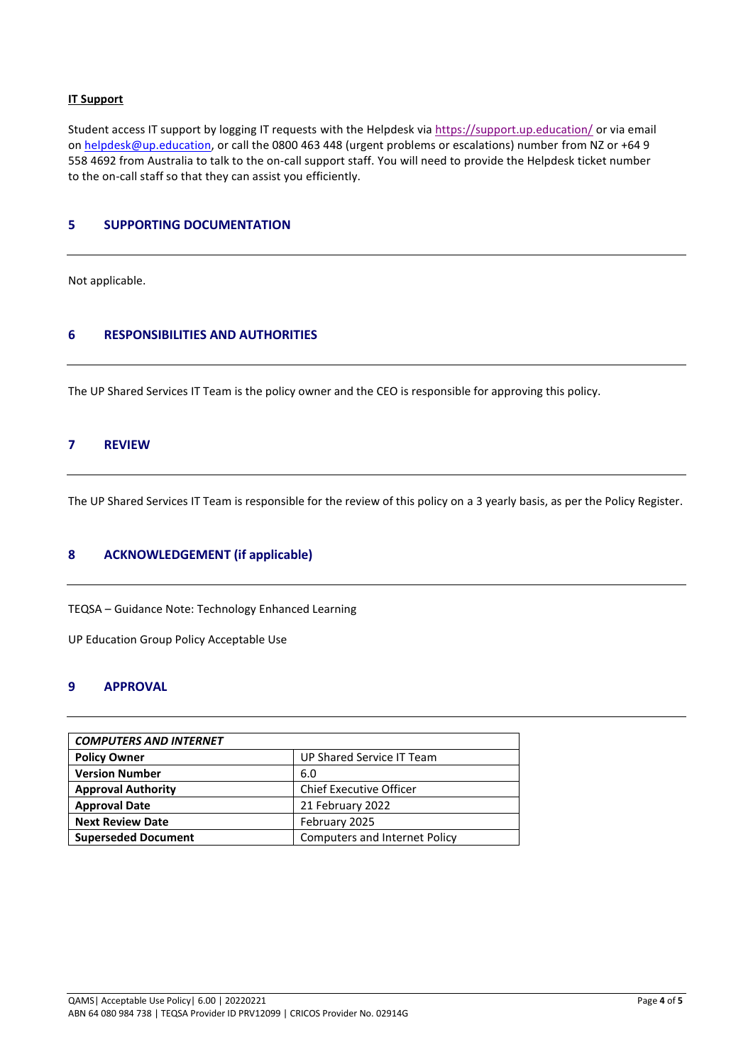**IT Support**

Student access IT support by logging IT requests with the Helpdesk via https://support.up.education/ or via email on helpdesk@up.education, or call the 0800 463 448 (urgent problems or escalations) number from NZ or +64 9 558 4692 from Australia to talk to the on-call support staff. You will need to provide the Helpdesk ticket number to the on-call staff so that they can assist you efficiently.

## 5 SUPPORTING DOCUMENTATION

Not applicable.

## 6 RESPONSIBILITIES AND AUTHORITIES

The UP Shared Services IT Team is the policy owner and the CEO is responsible for approving this policy.

## 7 REVIEW

The UP Shared Services IT Team is responsible for the review of this policy on a 3 yearly basis, as per the Policy Register.

## 8 ACKNOWLEDGEMENT (if applicable)

TEQSA – Guidance Note: Technology Enhanced Learning

UP Education Group Policy Acceptable Use

## 9 APPROVAL

| ***COMPUTERS AND INTERNET*** | |
|---|---|
| **Policy Owner** | UP Shared Service IT Team |
| **Version Number** | 6.0 |
| **Approval Authority** | Chief Executive Officer |
| **Approval Date** | 21 February 2022 |
| **Next Review Date** | February 2025 |
| **Superseded Document** | Computers and Internet Policy |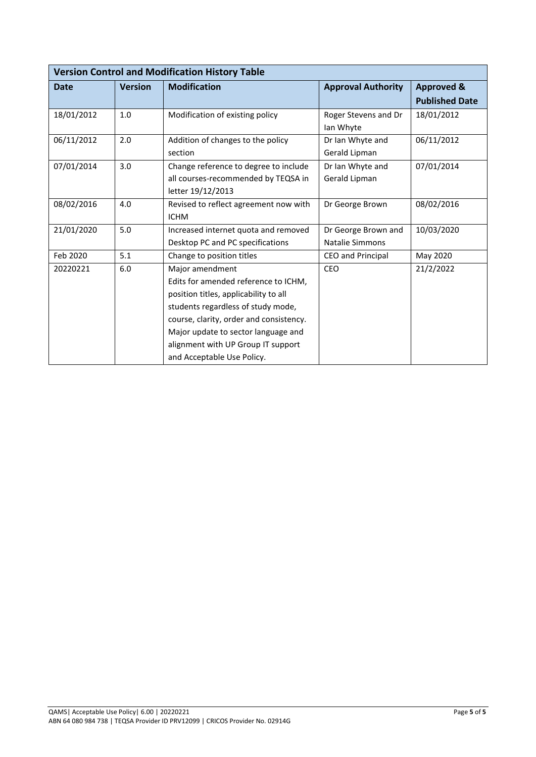| Version Control and Modification History Table | | | | |
|---|---|---|---|---|
| **Date** | **Version** | **Modification** | **Approval Authority** | **Approved & Published Date** |
| 18/01/2012 | 1.0 | Modification of existing policy | Roger Stevens and Dr Ian Whyte | 18/01/2012 |
| 06/11/2012 | 2.0 | Addition of changes to the policy section | Dr Ian Whyte and Gerald Lipman | 06/11/2012 |
| 07/01/2014 | 3.0 | Change reference to degree to include all courses-recommended by TEQSA in letter 19/12/2013 | Dr Ian Whyte and Gerald Lipman | 07/01/2014 |
| 08/02/2016 | 4.0 | Revised to reflect agreement now with ICHM | Dr George Brown | 08/02/2016 |
| 21/01/2020 | 5.0 | Increased internet quota and removed Desktop PC and PC specifications | Dr George Brown and Natalie Simmons | 10/03/2020 |
| Feb 2020 | 5.1 | Change to position titles | CEO and Principal | May 2020 |
| 20220221 | 6.0 | Major amendment<br>Edits for amended reference to ICHM, position titles, applicability to all students regardless of study mode, course, clarity, order and consistency. Major update to sector language and alignment with UP Group IT support and Acceptable Use Policy. | CEO | 21/2/2022 |